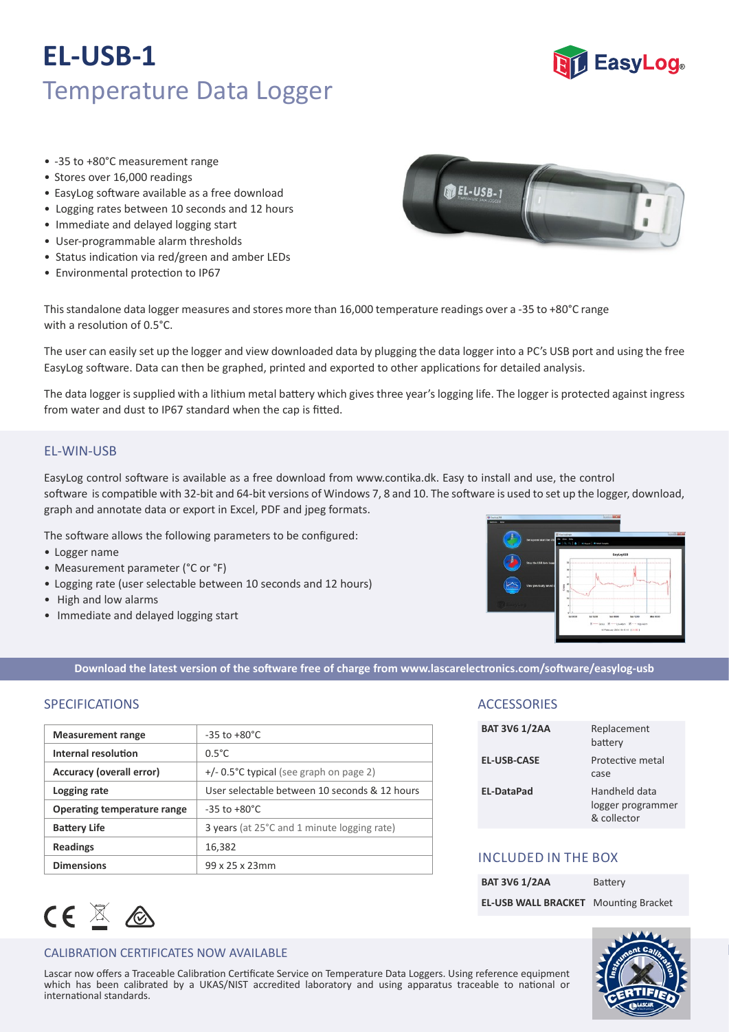# EL-USB-1

## Temperature Data Logger

- -35 to +80°C measurement range
- Stores over 16,000 readings
- EasyLog software available as a free download
- Logging rates between 10 seconds and 12 hours
- Immediate and delayed logging start
- User-programmable alarm thresholds
- Status indication via red/green and amber LEDs
- Environmental protection to IP67

This standalone data logger measures and stores more than 16,000 temperature readings over a -35 to +80°C range with a resolution of 0.5°C.

The user can easily set up the logger and view downloaded data by plugging the data logger into a PC's USB port and using the free EasyLog software. Data can then be graphed, printed and exported to other applications for detailed analysis.

The data logger is supplied with a lithium metal battery which gives three year's logging life. The logger is protected against ingress from water and dust to IP67 standard when the cap is fitted.

## EL-WIN-USB

EasyLog control software is available as a free download from www.contika.dk. Easy to install and use, the control software is compatible with 32-bit and 64-bit versions of Windows 7, 8 and 10. The software is used to set up the logger, download, graph and annotate data or export in Excel, PDF and jpeg formats.

The software allows the following parameters to be configured:

- Logger name
- Measurement parameter (°C or °F)
- Logging rate (user selectable between 10 seconds and 12 hours)
- High and low alarms
- Immediate and delayed logging start

**Download the latest version of the software free of charge from www.lascarelectronics.com/software/easylog-usb**

## SPECIFICATIONS

| | |
|---|---|
| **Measurement range** | -35 to +80°C |
| **Internal resolution** | 0.5°C |
| **Accuracy (overall error)** | +/- 0.5°C typical (see graph on page 2) |
| **Logging rate** | User selectable between 10 seconds & 12 hours |
| **Operating temperature range** | -35 to +80°C |
| **Battery Life** | 3 years (at 25°C and 1 minute logging rate) |
| **Readings** | 16,382 |
| **Dimensions** | 99 x 25 x 23mm |

## ACCESSORIES

| | |
|---|---|
| **BAT 3V6 1/2AA** | Replacement battery |
| **EL-USB-CASE** | Protective metal case |
| **EL-DataPad** | Handheld data logger programmer & collector |

## INCLUDED IN THE BOX

| | |
|---|---|
| **BAT 3V6 1/2AA** | Battery |
| **EL-USB WALL BRACKET** | Mounting Bracket |

## CALIBRATION CERTIFICATES NOW AVAILABLE

Lascar now offers a Traceable Calibration Certificate Service on Temperature Data Loggers. Using reference equipment which has been calibrated by a UKAS/NIST accredited laboratory and using apparatus traceable to national or international standards.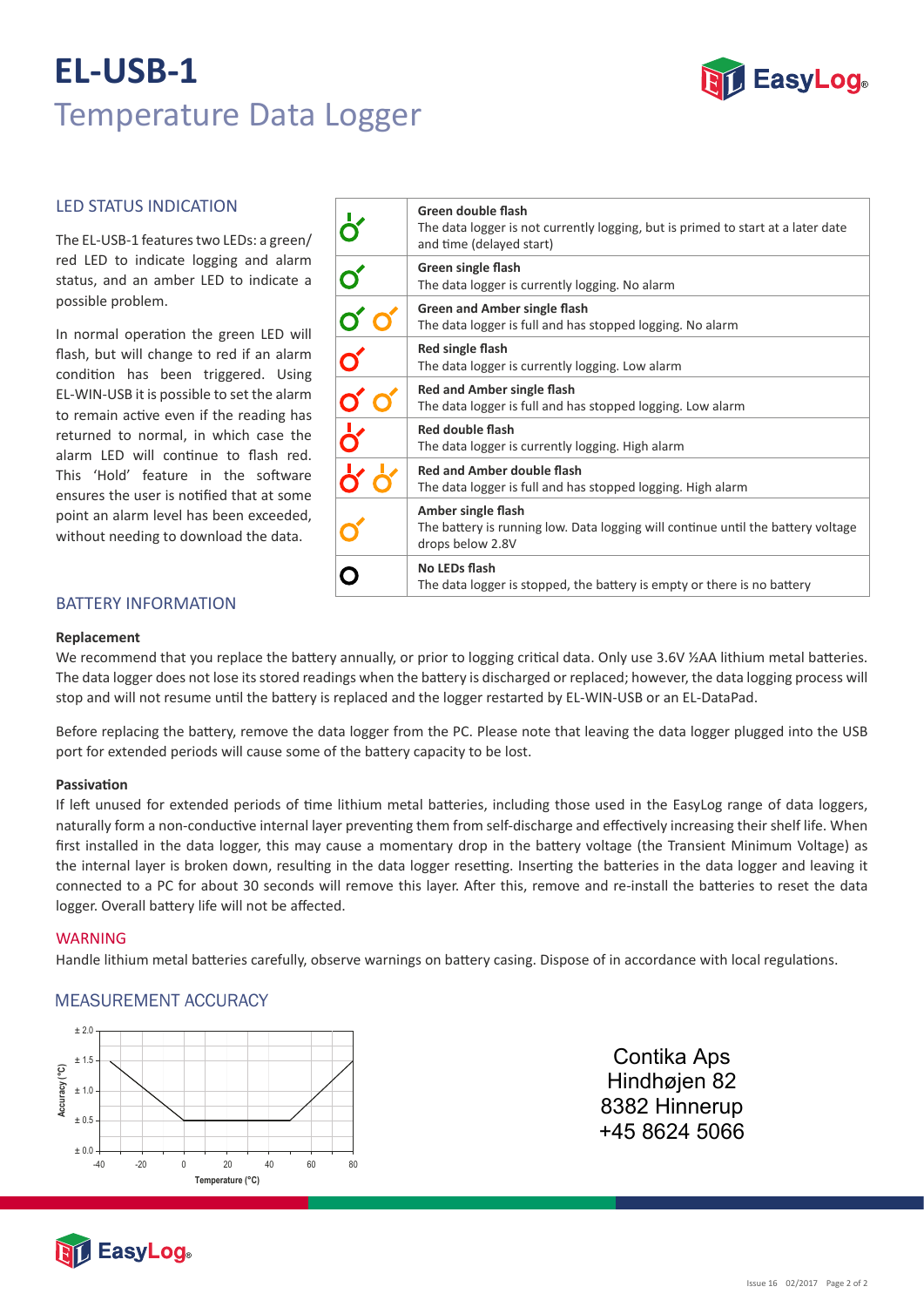# EL-USB-1

## Temperature Data Logger

### LED STATUS INDICATION

The EL-USB-1 features two LEDs: a green/red LED to indicate logging and alarm status, and an amber LED to indicate a possible problem.

In normal operation the green LED will flash, but will change to red if an alarm condition has been triggered. Using EL-WIN-USB it is possible to set the alarm to remain active even if the reading has returned to normal, in which case the alarm LED will continue to flash red. This 'Hold' feature in the software ensures the user is notified that at some point an alarm level has been exceeded, without needing to download the data.

| | |
|---|---|
| | **Green double flash**<br>The data logger is not currently logging, but is primed to start at a later date and time (delayed start) |
| | **Green single flash**<br>The data logger is currently logging. No alarm |
| | **Green and Amber single flash**<br>The data logger is full and has stopped logging. No alarm |
| | **Red single flash**<br>The data logger is currently logging. Low alarm |
| | **Red and Amber single flash**<br>The data logger is full and has stopped logging. Low alarm |
| | **Red double flash**<br>The data logger is currently logging. High alarm |
| | **Red and Amber double flash**<br>The data logger is full and has stopped logging. High alarm |
| | **Amber single flash**<br>The battery is running low. Data logging will continue until the battery voltage drops below 2.8V |
| | **No LEDs flash**<br>The data logger is stopped, the battery is empty or there is no battery |

### BATTERY INFORMATION

**Replacement**

We recommend that you replace the battery annually, or prior to logging critical data. Only use 3.6V ½AA lithium metal batteries. The data logger does not lose its stored readings when the battery is discharged or replaced; however, the data logging process will stop and will not resume until the battery is replaced and the logger restarted by EL-WIN-USB or an EL-DataPad.

Before replacing the battery, remove the data logger from the PC. Please note that leaving the data logger plugged into the USB port for extended periods will cause some of the battery capacity to be lost.

**Passivation**

If left unused for extended periods of time lithium metal batteries, including those used in the EasyLog range of data loggers, naturally form a non-conductive internal layer preventing them from self-discharge and effectively increasing their shelf life. When first installed in the data logger, this may cause a momentary drop in the battery voltage (the Transient Minimum Voltage) as the internal layer is broken down, resulting in the data logger resetting. Inserting the batteries in the data logger and leaving it connected to a PC for about 30 seconds will remove this layer. After this, remove and re-install the batteries to reset the data logger. Overall battery life will not be affected.

### WARNING

Handle lithium metal batteries carefully, observe warnings on battery casing. Dispose of in accordance with local regulations.

### MEASUREMENT ACCURACY

± 2.0
± 1.5
± 1.0
± 0.5
± 0.0
Accuracy (°C)
-40
-20
0
20
40
60
80
Temperature (°C)

Contika Aps
Hindhøjen 82
8382 Hinnerup
+45 8624 5066